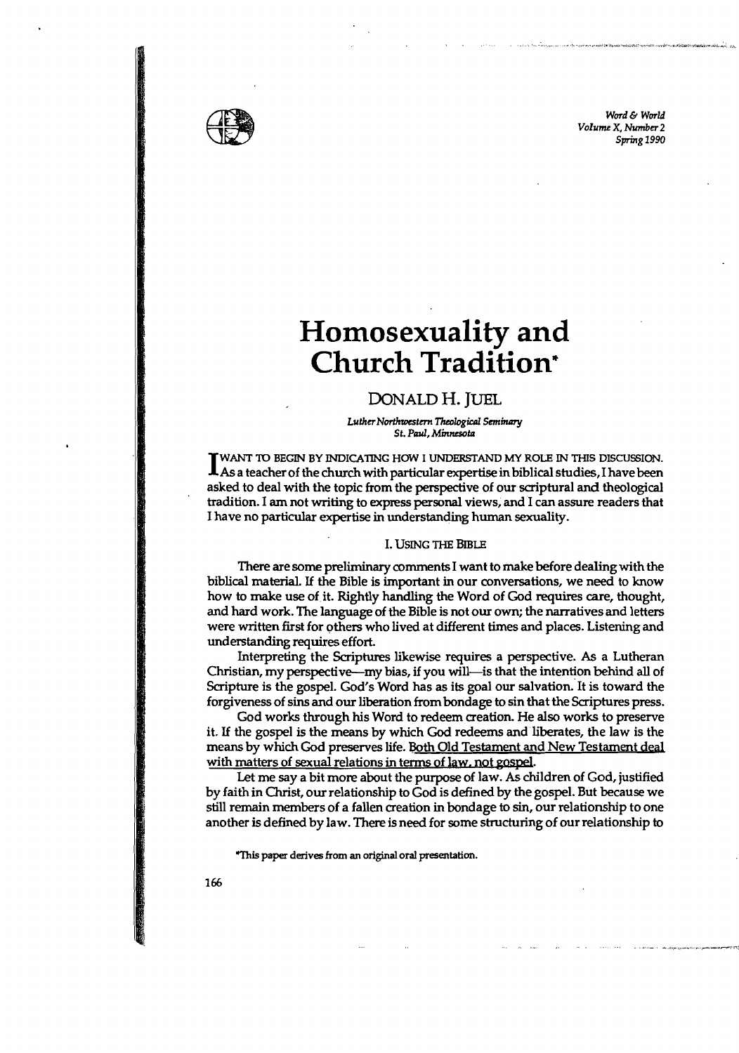# Homosexuality and Church Tradition*

## DONALD H. JUEL

*Luther Northwestern Theological Seminary*
*St. Paul, Minnesota*

I WANT TO BEGIN BY INDICATING HOW I UNDERSTAND MY ROLE IN THIS DISCUSSION. As a teacher of the church with particular expertise in biblical studies, I have been asked to deal with the topic from the perspective of our scriptural and theological tradition. I am not writing to express personal views, and I can assure readers that I have no particular expertise in understanding human sexuality.

### I. USING THE BIBLE

There are some preliminary comments I want to make before dealing with the biblical material. If the Bible is important in our conversations, we need to know how to make use of it. Rightly handling the Word of God requires care, thought, and hard work. The language of the Bible is not our own; the narratives and letters were written first for others who lived at different times and places. Listening and understanding requires effort.

Interpreting the Scriptures likewise requires a perspective. As a Lutheran Christian, my perspective—my bias, if you will—is that the intention behind all of Scripture is the gospel. God's Word has as its goal our salvation. It is toward the forgiveness of sins and our liberation from bondage to sin that the Scriptures press.

God works through his Word to redeem creation. He also works to preserve it. If the gospel is the means by which God redeems and liberates, the law is the means by which God preserves life. Both Old Testament and New Testament deal with matters of sexual relations in terms of law, not gospel.

Let me say a bit more about the purpose of law. As children of God, justified by faith in Christ, our relationship to God is defined by the gospel. But because we still remain members of a fallen creation in bondage to sin, our relationship to one another is defined by law. There is need for some structuring of our relationship to

*This paper derives from an original oral presentation.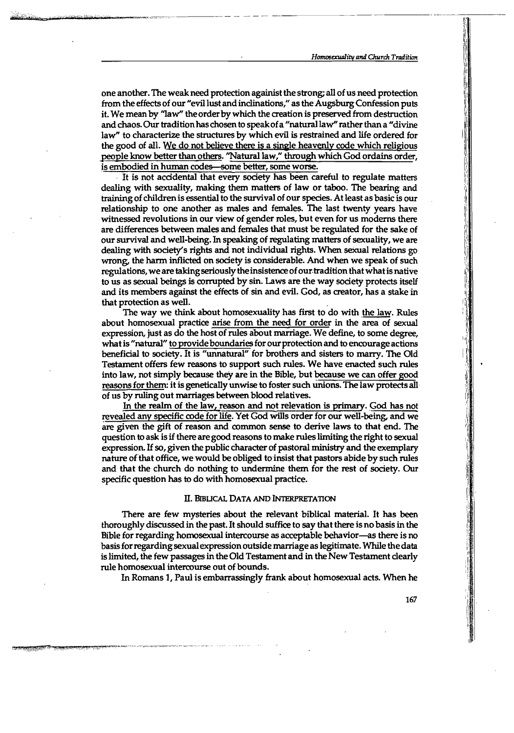one another. The weak need protection against the strong; all of us need protection from the effects of our "evil lust and inclinations," as the Augsburg Confession puts it. We mean by "law" the order by which the creation is preserved from destruction and chaos. Our tradition has chosen to speak of a "natural law" rather than a "divine law" to characterize the structures by which evil is restrained and life ordered for the good of all. We do not believe there is a single heavenly code which religious people know better than others. "Natural law," through which God ordains order, is embodied in human codes—some better, some worse.

It is not accidental that every society has been careful to regulate matters dealing with sexuality, making them matters of law or taboo. The bearing and training of children is essential to the survival of our species. At least as basic is our relationship to one another as males and females. The last twenty years have witnessed revolutions in our view of gender roles, but even for us moderns there are differences between males and females that must be regulated for the sake of our survival and well-being. In speaking of regulating matters of sexuality, we are dealing with society's rights and not individual rights. When sexual relations go wrong, the harm inflicted on society is considerable. And when we speak of such regulations, we are taking seriously the insistence of our tradition that what is native to us as sexual beings is corrupted by sin. Laws are the way society protects itself and its members against the effects of sin and evil. God, as creator, has a stake in that protection as well.

The way we think about homosexuality has first to do with the law. Rules about homosexual practice arise from the need for order in the area of sexual expression, just as do the host of rules about marriage. We define, to some degree, what is "natural" to provide boundaries for our protection and to encourage actions beneficial to society. It is "unnatural" for brothers and sisters to marry. The Old Testament offers few reasons to support such rules. We have enacted such rules into law, not simply because they are in the Bible, but because we can offer good reasons for them: it is genetically unwise to foster such unions. The law protects all of us by ruling out marriages between blood relatives.

In the realm of the law, reason and not relevation is primary. God has not revealed any specific code for life. Yet God wills order for our well-being, and we are given the gift of reason and common sense to derive laws to that end. The question to ask is if there are good reasons to make rules limiting the right to sexual expression. If so, given the public character of pastoral ministry and the exemplary nature of that office, we would be obliged to insist that pastors abide by such rules and that the church do nothing to undermine them for the rest of society. Our specific question has to do with homosexual practice.

## II. Biblical Data and Interpretation

There are few mysteries about the relevant biblical material. It has been thoroughly discussed in the past. It should suffice to say that there is no basis in the Bible for regarding homosexual intercourse as acceptable behavior—as there is no basis for regarding sexual expression outside marriage as legitimate. While the data is limited, the few passages in the Old Testament and in the New Testament clearly rule homosexual intercourse out of bounds.

In Romans 1, Paul is embarrassingly frank about homosexual acts. When he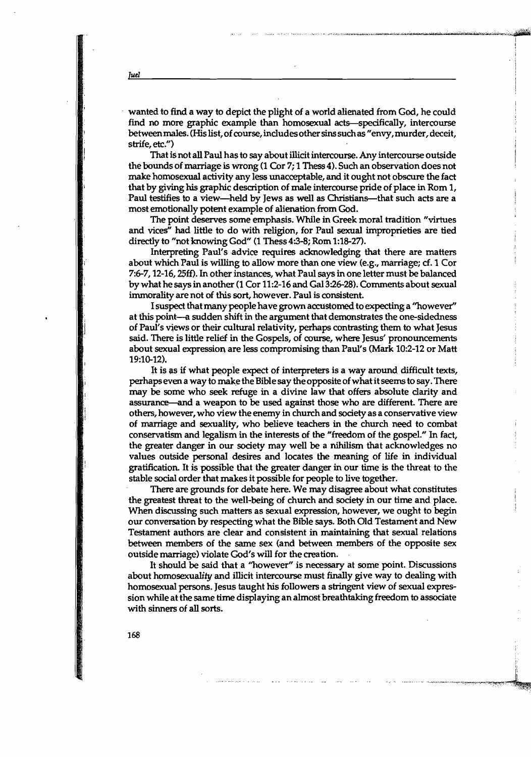wanted to find a way to depict the plight of a world alienated from God, he could find no more graphic example than homosexual acts—specifically, intercourse between males. (His list, of course, includes other sins such as "envy, murder, deceit, strife, etc.")

That is not all Paul has to say about illicit intercourse. Any intercourse outside the bounds of marriage is wrong (1 Cor 7; 1 Thess 4). Such an observation does not make homosexual activity any less unacceptable, and it ought not obscure the fact that by giving his graphic description of male intercourse pride of place in Rom 1, Paul testifies to a view—held by Jews as well as Christians—that such acts are a most emotionally potent example of alienation from God.

The point deserves some emphasis. While in Greek moral tradition "virtues and vices" had little to do with religion, for Paul sexual improprieties are tied directly to "not knowing God" (1 Thess 4:3-8; Rom 1:18-27).

Interpreting Paul's advice requires acknowledging that there are matters about which Paul is willing to allow more than one view (e.g., marriage; cf. 1 Cor 7:6-7, 12-16, 25ff). In other instances, what Paul says in one letter must be balanced by what he says in another (1 Cor 11:2-16 and Gal 3:26-28). Comments about sexual immorality are not of this sort, however. Paul is consistent.

I suspect that many people have grown accustomed to expecting a "however" at this point—a sudden shift in the argument that demonstrates the one-sidedness of Paul's views or their cultural relativity, perhaps contrasting them to what Jesus said. There is little relief in the Gospels, of course, where Jesus' pronouncements about sexual expression are less compromising than Paul's (Mark 10:2-12 or Matt 19:10-12).

It is as if what people expect of interpreters is a way around difficult texts, perhaps even a way to make the Bible say the opposite of what it seems to say. There may be some who seek refuge in a divine law that offers absolute clarity and assurance—and a weapon to be used against those who are different. There are others, however, who view the enemy in church and society as a conservative view of marriage and sexuality, who believe teachers in the church need to combat conservatism and legalism in the interests of the "freedom of the gospel." In fact, the greater danger in our society may well be a nihilism that acknowledges no values outside personal desires and locates the meaning of life in individual gratification. It is possible that the greater danger in our time is the threat to the stable social order that makes it possible for people to live together.

There are grounds for debate here. We may disagree about what constitutes the greatest threat to the well-being of church and society in our time and place. When discussing such matters as sexual expression, however, we ought to begin our conversation by respecting what the Bible says. Both Old Testament and New Testament authors are clear and consistent in maintaining that sexual relations between members of the same sex (and between members of the opposite sex outside marriage) violate God's will for the creation.

It should be said that a "however" is necessary at some point. Discussions about homosexual*ity* and illicit intercourse must finally give way to dealing with homosexual persons. Jesus taught his followers a stringent view of sexual expression while at the same time displaying an almost breathtaking freedom to associate with sinners of all sorts.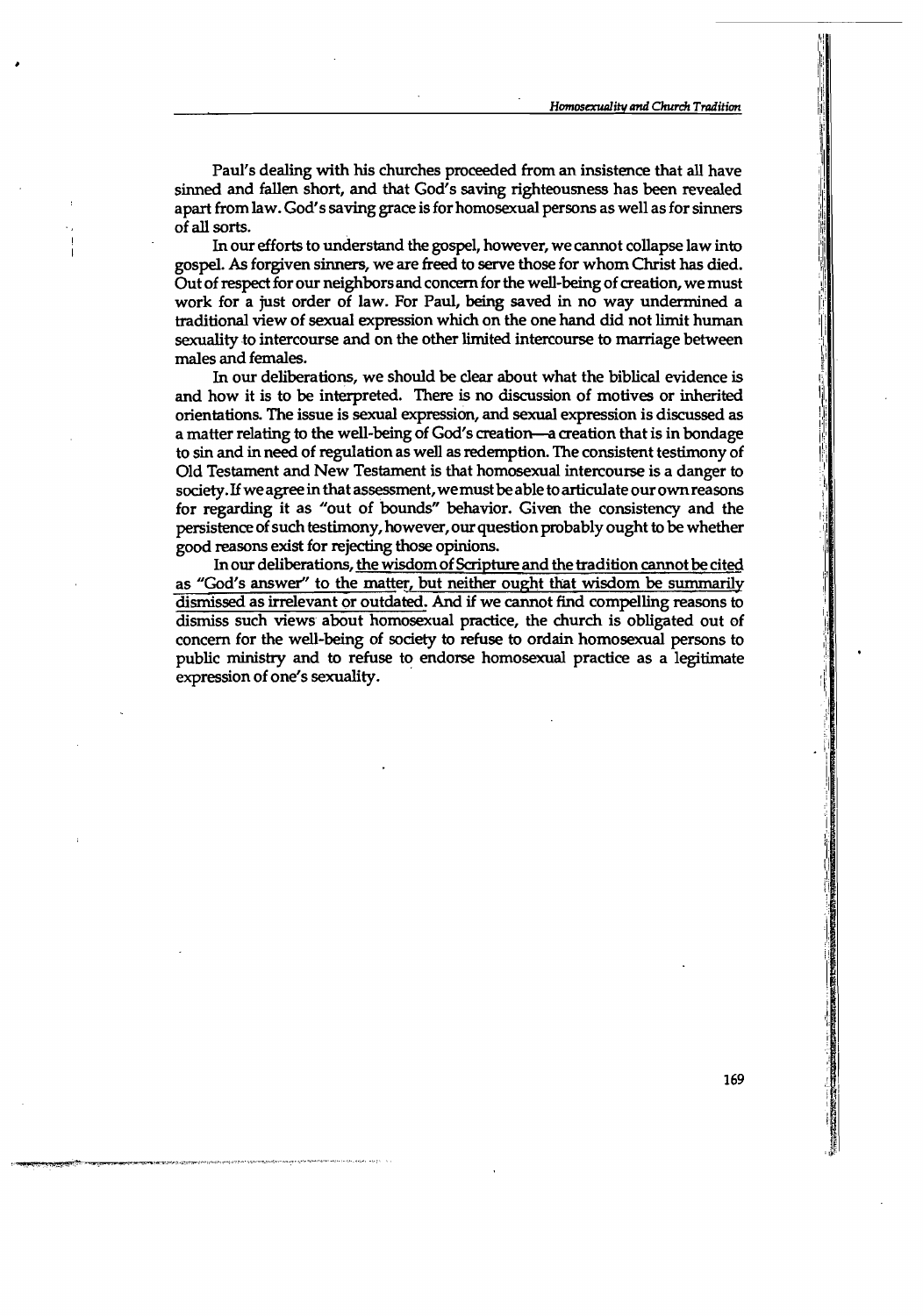Paul's dealing with his churches proceeded from an insistence that all have sinned and fallen short, and that God's saving righteousness has been revealed apart from law. God's saving grace is for homosexual persons as well as for sinners of all sorts.

In our efforts to understand the gospel, however, we cannot collapse law into gospel. As forgiven sinners, we are freed to serve those for whom Christ has died. Out of respect for our neighbors and concern for the well-being of creation, we must work for a just order of law. For Paul, being saved in no way undermined a traditional view of sexual expression which on the one hand did not limit human sexuality to intercourse and on the other limited intercourse to marriage between males and females.

In our deliberations, we should be clear about what the biblical evidence is and how it is to be interpreted. There is no discussion of motives or inherited orientations. The issue is sexual expression, and sexual expression is discussed as a matter relating to the well-being of God's creation—a creation that is in bondage to sin and in need of regulation as well as redemption. The consistent testimony of Old Testament and New Testament is that homosexual intercourse is a danger to society. If we agree in that assessment, we must be able to articulate our own reasons for regarding it as "out of bounds" behavior. Given the consistency and the persistence of such testimony, however, our question probably ought to be whether good reasons exist for rejecting those opinions.

In our deliberations, the wisdom of Scripture and the tradition cannot be cited as "God's answer" to the matter, but neither ought that wisdom be summarily dismissed as irrelevant or outdated. And if we cannot find compelling reasons to dismiss such views about homosexual practice, the church is obligated out of concern for the well-being of society to refuse to ordain homosexual persons to public ministry and to refuse to endorse homosexual practice as a legitimate expression of one's sexuality.